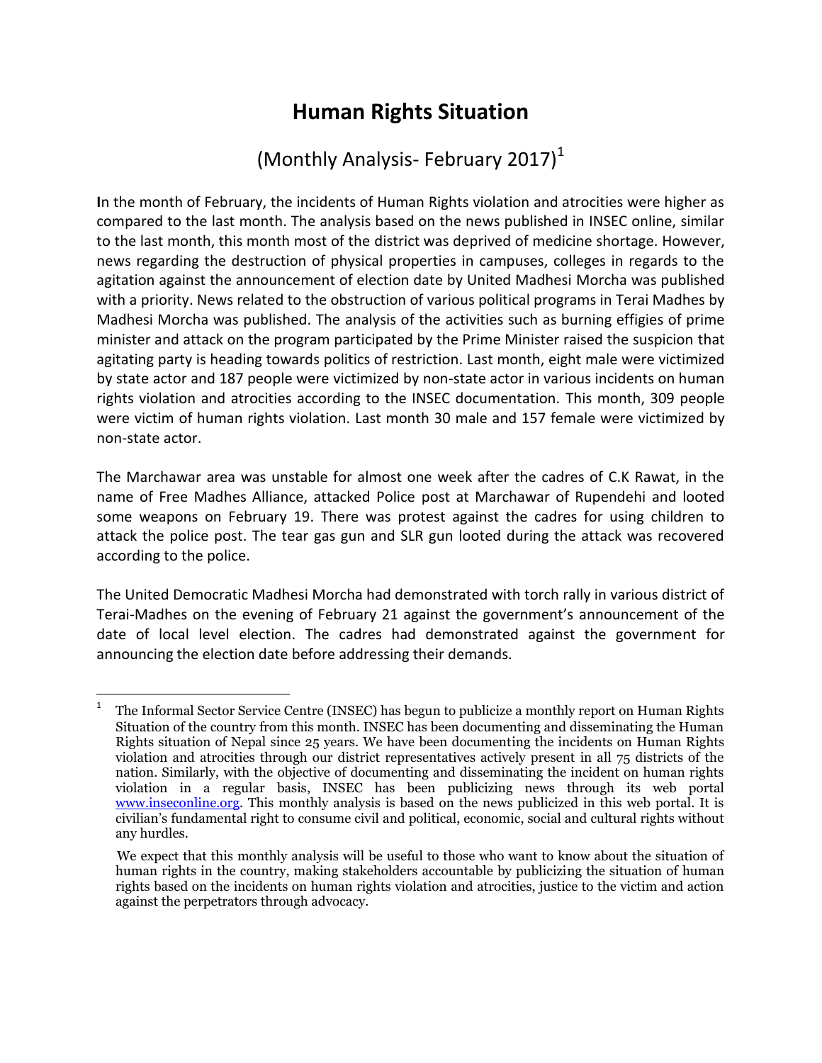# Human Rights Situation

## (Monthly Analysis- February 2017)[1]

**I**n the month of February, the incidents of Human Rights violation and atrocities were higher as compared to the last month. The analysis based on the news published in INSEC online, similar to the last month, this month most of the district was deprived of medicine shortage. However, news regarding the destruction of physical properties in campuses, colleges in regards to the agitation against the announcement of election date by United Madhesi Morcha was published with a priority. News related to the obstruction of various political programs in Terai Madhes by Madhesi Morcha was published. The analysis of the activities such as burning effigies of prime minister and attack on the program participated by the Prime Minister raised the suspicion that agitating party is heading towards politics of restriction. Last month, eight male were victimized by state actor and 187 people were victimized by non-state actor in various incidents on human rights violation and atrocities according to the INSEC documentation. This month, 309 people were victim of human rights violation. Last month 30 male and 157 female were victimized by non-state actor.

The Marchawar area was unstable for almost one week after the cadres of C.K Rawat, in the name of Free Madhes Alliance, attacked Police post at Marchawar of Rupendehi and looted some weapons on February 19. There was protest against the cadres for using children to attack the police post. The tear gas gun and SLR gun looted during the attack was recovered according to the police.

The United Democratic Madhesi Morcha had demonstrated with torch rally in various district of Terai-Madhes on the evening of February 21 against the government's announcement of the date of local level election. The cadres had demonstrated against the government for announcing the election date before addressing their demands.

---

[1] The Informal Sector Service Centre (INSEC) has begun to publicize a monthly report on Human Rights Situation of the country from this month. INSEC has been documenting and disseminating the Human Rights situation of Nepal since 25 years. We have been documenting the incidents on Human Rights violation and atrocities through our district representatives actively present in all 75 districts of the nation. Similarly, with the objective of documenting and disseminating the incident on human rights violation in a regular basis, INSEC has been publicizing news through its web portal www.inseconline.org. This monthly analysis is based on the news publicized in this web portal. It is civilian's fundamental right to consume civil and political, economic, social and cultural rights without any hurdles.

We expect that this monthly analysis will be useful to those who want to know about the situation of human rights in the country, making stakeholders accountable by publicizing the situation of human rights based on the incidents on human rights violation and atrocities, justice to the victim and action against the perpetrators through advocacy.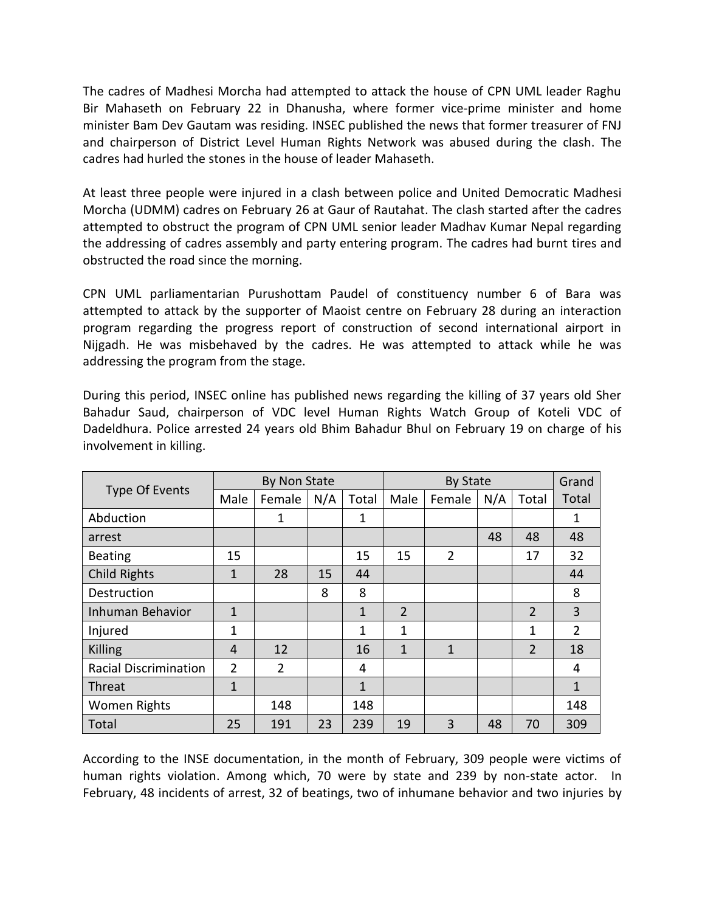The cadres of Madhesi Morcha had attempted to attack the house of CPN UML leader Raghu Bir Mahaseth on February 22 in Dhanusha, where former vice-prime minister and home minister Bam Dev Gautam was residing. INSEC published the news that former treasurer of FNJ and chairperson of District Level Human Rights Network was abused during the clash. The cadres had hurled the stones in the house of leader Mahaseth.

At least three people were injured in a clash between police and United Democratic Madhesi Morcha (UDMM) cadres on February 26 at Gaur of Rautahat. The clash started after the cadres attempted to obstruct the program of CPN UML senior leader Madhav Kumar Nepal regarding the addressing of cadres assembly and party entering program. The cadres had burnt tires and obstructed the road since the morning.

CPN UML parliamentarian Purushottam Paudel of constituency number 6 of Bara was attempted to attack by the supporter of Maoist centre on February 28 during an interaction program regarding the progress report of construction of second international airport in Nijgadh. He was misbehaved by the cadres. He was attempted to attack while he was addressing the program from the stage.

During this period, INSEC online has published news regarding the killing of 37 years old Sher Bahadur Saud, chairperson of VDC level Human Rights Watch Group of Koteli VDC of Dadeldhura. Police arrested 24 years old Bhim Bahadur Bhul on February 19 on charge of his involvement in killing.

| Type Of Events | By Non State | | | | By State | | | | Grand |
|---|---|---|---|---|---|---|---|---|---|
| | Male | Female | N/A | Total | Male | Female | N/A | Total | Total |
| Abduction | | 1 | | 1 | | | | | 1 |
| arrest | | | | | | | 48 | 48 | 48 |
| Beating | 15 | | | 15 | 15 | 2 | | 17 | 32 |
| Child Rights | 1 | 28 | 15 | 44 | | | | | 44 |
| Destruction | | | 8 | 8 | | | | | 8 |
| Inhuman Behavior | 1 | | | 1 | 2 | | | 2 | 3 |
| Injured | 1 | | | 1 | 1 | | | 1 | 2 |
| Killing | 4 | 12 | | 16 | 1 | 1 | | 2 | 18 |
| Racial Discrimination | 2 | 2 | | 4 | | | | | 4 |
| Threat | 1 | | | 1 | | | | | 1 |
| Women Rights | | 148 | | 148 | | | | | 148 |
| Total | 25 | 191 | 23 | 239 | 19 | 3 | 48 | 70 | 309 |

According to the INSE documentation, in the month of February, 309 people were victims of human rights violation. Among which, 70 were by state and 239 by non-state actor. In February, 48 incidents of arrest, 32 of beatings, two of inhumane behavior and two injuries by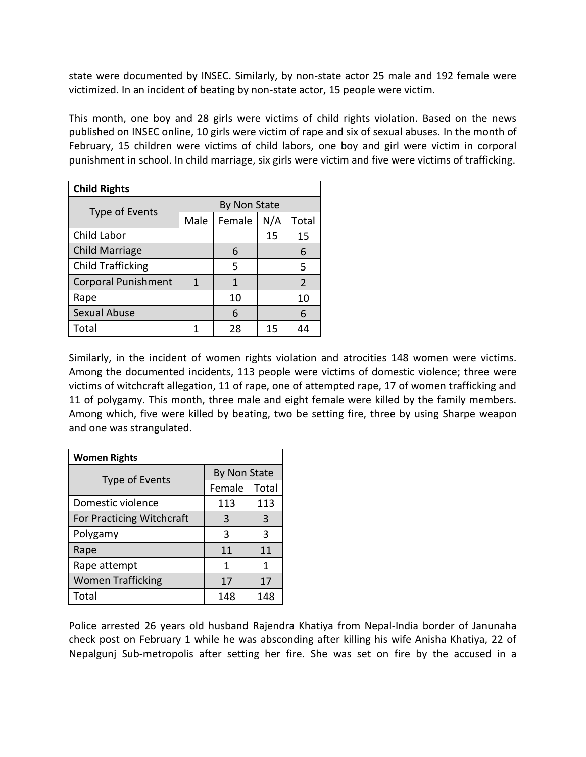state were documented by INSEC. Similarly, by non-state actor 25 male and 192 female were victimized. In an incident of beating by non-state actor, 15 people were victim.

This month, one boy and 28 girls were victims of child rights violation. Based on the news published on INSEC online, 10 girls were victim of rape and six of sexual abuses. In the month of February, 15 children were victims of child labors, one boy and girl were victim in corporal punishment in school. In child marriage, six girls were victim and five were victims of trafficking.

| **Child Rights** | | | | |
|---|---|---|---|---|
| Type of Events | By Non State | | | |
| | Male | Female | N/A | Total |
| Child Labor | | | 15 | 15 |
| Child Marriage | | 6 | | 6 |
| Child Trafficking | | 5 | | 5 |
| Corporal Punishment | 1 | 1 | | 2 |
| Rape | | 10 | | 10 |
| Sexual Abuse | | 6 | | 6 |
| Total | 1 | 28 | 15 | 44 |

Similarly, in the incident of women rights violation and atrocities 148 women were victims. Among the documented incidents, 113 people were victims of domestic violence; three were victims of witchcraft allegation, 11 of rape, one of attempted rape, 17 of women trafficking and 11 of polygamy. This month, three male and eight female were killed by the family members. Among which, five were killed by beating, two be setting fire, three by using Sharpe weapon and one was strangulated.

| **Women Rights** | | |
|---|---|---|
| Type of Events | By Non State | |
| | Female | Total |
| Domestic violence | 113 | 113 |
| For Practicing Witchcraft | 3 | 3 |
| Polygamy | 3 | 3 |
| Rape | 11 | 11 |
| Rape attempt | 1 | 1 |
| Women Trafficking | 17 | 17 |
| Total | 148 | 148 |

Police arrested 26 years old husband Rajendra Khatiya from Nepal-India border of Janunaha check post on February 1 while he was absconding after killing his wife Anisha Khatiya, 22 of Nepalgunj Sub-metropolis after setting her fire. She was set on fire by the accused in a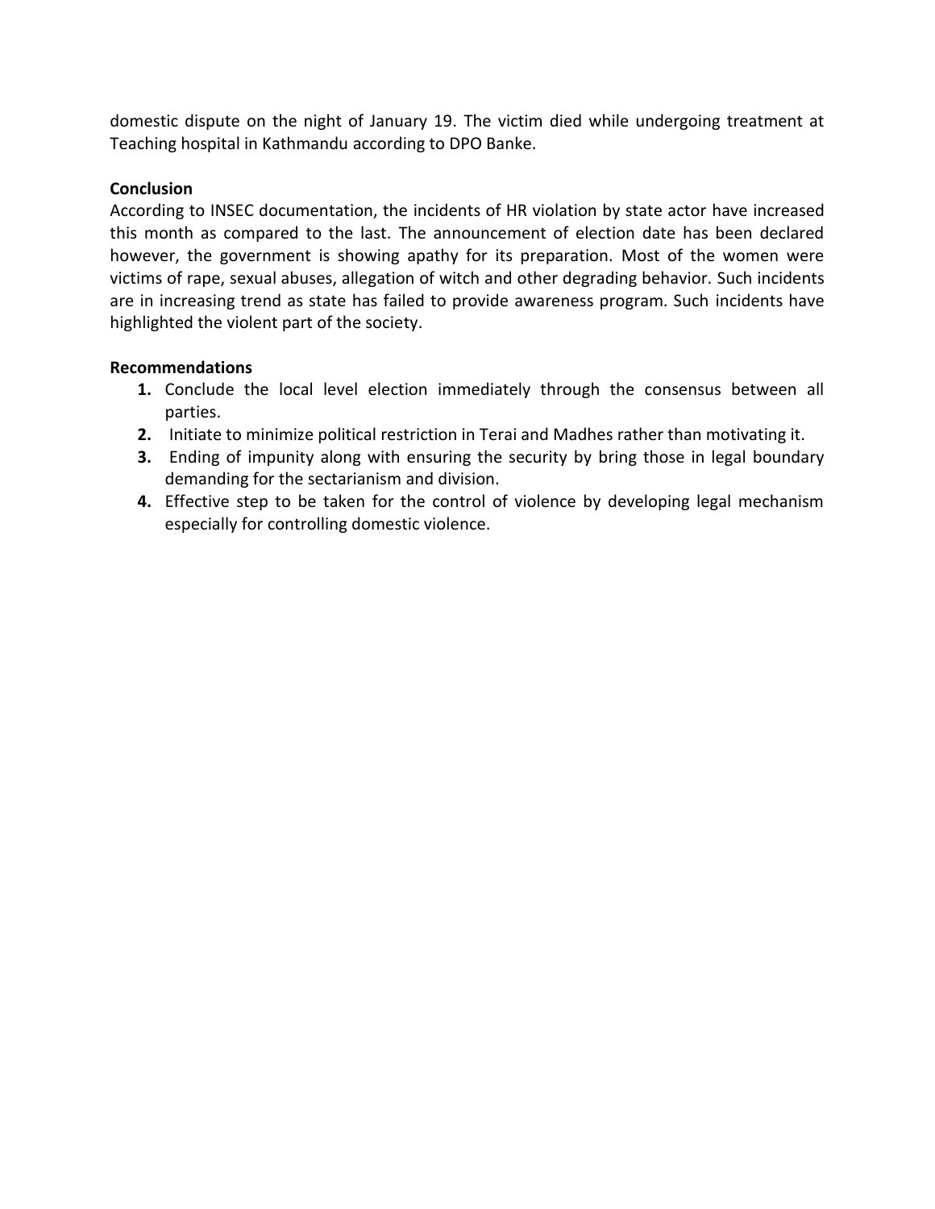domestic dispute on the night of January 19. The victim died while undergoing treatment at Teaching hospital in Kathmandu according to DPO Banke.

**Conclusion**

According to INSEC documentation, the incidents of HR violation by state actor have increased this month as compared to the last. The announcement of election date has been declared however, the government is showing apathy for its preparation. Most of the women were victims of rape, sexual abuses, allegation of witch and other degrading behavior. Such incidents are in increasing trend as state has failed to provide awareness program. Such incidents have highlighted the violent part of the society.

**Recommendations**

1. Conclude the local level election immediately through the consensus between all parties.
2. Initiate to minimize political restriction in Terai and Madhes rather than motivating it.
3. Ending of impunity along with ensuring the security by bring those in legal boundary demanding for the sectarianism and division.
4. Effective step to be taken for the control of violence by developing legal mechanism especially for controlling domestic violence.